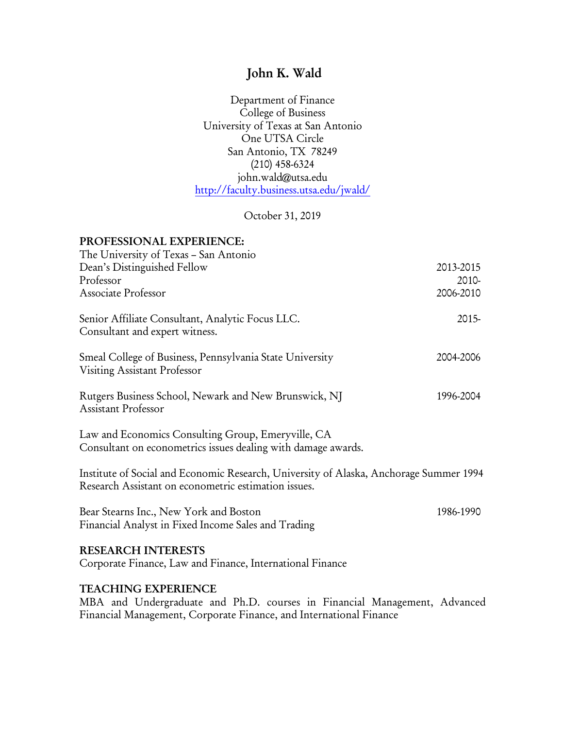# John K. Wald

Department of Finance
College of Business
University of Texas at San Antonio
One UTSA Circle
San Antonio, TX 78249
(210) 458-6324
john.wald@utsa.edu
[http://faculty.business.utsa.edu/jwald/](http://faculty.business.utsa.edu/jwald/)

October 31, 2019

## PROFESSIONAL EXPERIENCE:

The University of Texas – San Antonio
Dean's Distinguished Fellow — 2013-2015
Professor — 2010-
Associate Professor — 2006-2010

Senior Affiliate Consultant, Analytic Focus LLC. — 2015-
Consultant and expert witness.

Smeal College of Business, Pennsylvania State University — 2004-2006
Visiting Assistant Professor

Rutgers Business School, Newark and New Brunswick, NJ — 1996-2004
Assistant Professor

Law and Economics Consulting Group, Emeryville, CA
Consultant on econometrics issues dealing with damage awards.

Institute of Social and Economic Research, University of Alaska, Anchorage Summer 1994
Research Assistant on econometric estimation issues.

Bear Stearns Inc., New York and Boston — 1986-1990
Financial Analyst in Fixed Income Sales and Trading

## RESEARCH INTERESTS

Corporate Finance, Law and Finance, International Finance

## TEACHING EXPERIENCE

MBA and Undergraduate and Ph.D. courses in Financial Management, Advanced Financial Management, Corporate Finance, and International Finance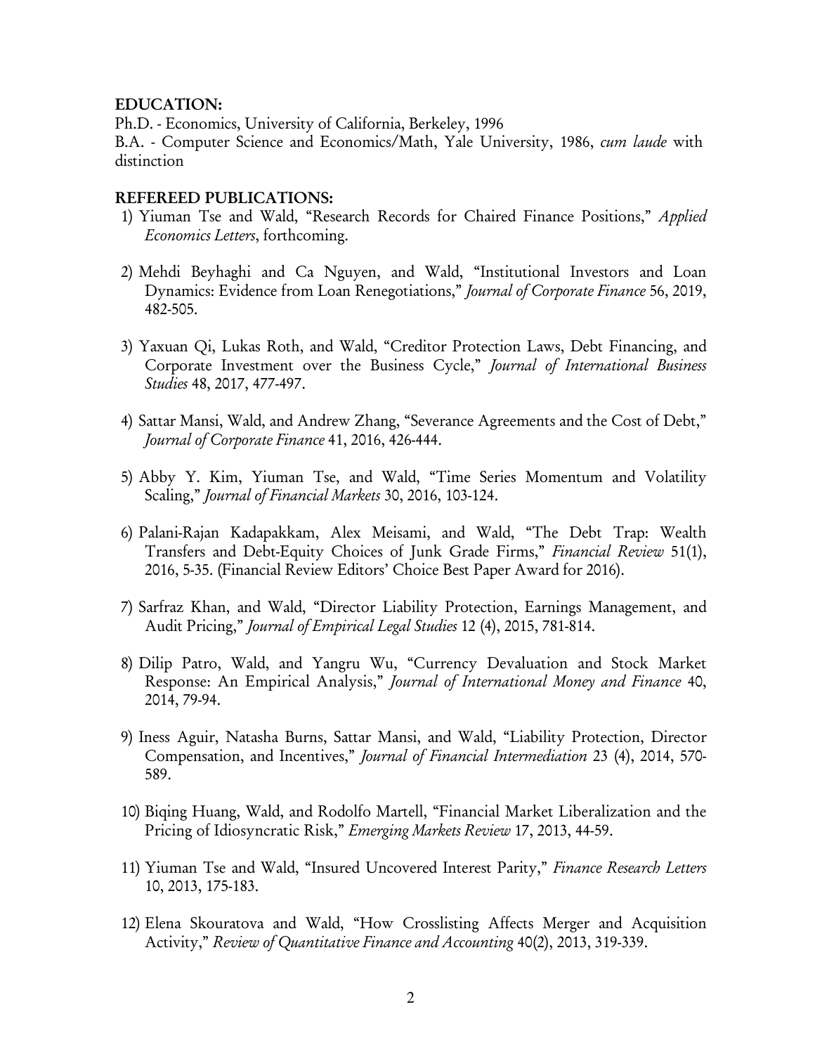**EDUCATION:**

Ph.D. - Economics, University of California, Berkeley, 1996

B.A. - Computer Science and Economics/Math, Yale University, 1986, *cum laude* with distinction

**REFEREED PUBLICATIONS:**

1) Yiuman Tse and Wald, "Research Records for Chaired Finance Positions," *Applied Economics Letters*, forthcoming.

2) Mehdi Beyhaghi and Ca Nguyen, and Wald, "Institutional Investors and Loan Dynamics: Evidence from Loan Renegotiations," *Journal of Corporate Finance* 56, 2019, 482-505.

3) Yaxuan Qi, Lukas Roth, and Wald, "Creditor Protection Laws, Debt Financing, and Corporate Investment over the Business Cycle," *Journal of International Business Studies* 48, 2017, 477-497.

4) Sattar Mansi, Wald, and Andrew Zhang, "Severance Agreements and the Cost of Debt," *Journal of Corporate Finance* 41, 2016, 426-444.

5) Abby Y. Kim, Yiuman Tse, and Wald, "Time Series Momentum and Volatility Scaling," *Journal of Financial Markets* 30, 2016, 103-124.

6) Palani-Rajan Kadapakkam, Alex Meisami, and Wald, "The Debt Trap: Wealth Transfers and Debt-Equity Choices of Junk Grade Firms," *Financial Review* 51(1), 2016, 5-35. (Financial Review Editors' Choice Best Paper Award for 2016).

7) Sarfraz Khan, and Wald, "Director Liability Protection, Earnings Management, and Audit Pricing," *Journal of Empirical Legal Studies* 12 (4), 2015, 781-814.

8) Dilip Patro, Wald, and Yangru Wu, "Currency Devaluation and Stock Market Response: An Empirical Analysis," *Journal of International Money and Finance* 40, 2014, 79-94.

9) Iness Aguir, Natasha Burns, Sattar Mansi, and Wald, "Liability Protection, Director Compensation, and Incentives," *Journal of Financial Intermediation* 23 (4), 2014, 570-589.

10) Biqing Huang, Wald, and Rodolfo Martell, "Financial Market Liberalization and the Pricing of Idiosyncratic Risk," *Emerging Markets Review* 17, 2013, 44-59.

11) Yiuman Tse and Wald, "Insured Uncovered Interest Parity," *Finance Research Letters* 10, 2013, 175-183.

12) Elena Skouratova and Wald, "How Crosslisting Affects Merger and Acquisition Activity," *Review of Quantitative Finance and Accounting* 40(2), 2013, 319-339.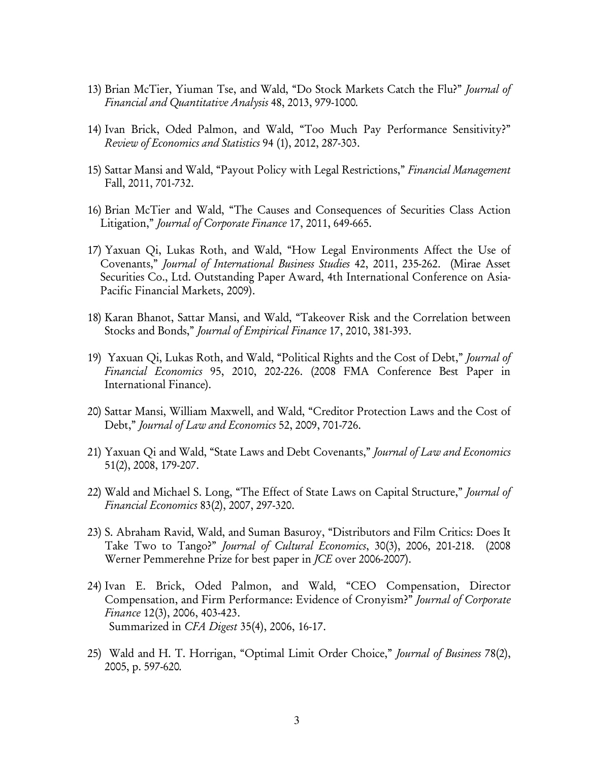13) Brian McTier, Yiuman Tse, and Wald, "Do Stock Markets Catch the Flu?" *Journal of Financial and Quantitative Analysis* 48, 2013, 979-1000.

14) Ivan Brick, Oded Palmon, and Wald, "Too Much Pay Performance Sensitivity?" *Review of Economics and Statistics* 94 (1), 2012, 287-303.

15) Sattar Mansi and Wald, "Payout Policy with Legal Restrictions," *Financial Management* Fall, 2011, 701-732.

16) Brian McTier and Wald, "The Causes and Consequences of Securities Class Action Litigation," *Journal of Corporate Finance* 17, 2011, 649-665.

17) Yaxuan Qi, Lukas Roth, and Wald, "How Legal Environments Affect the Use of Covenants," *Journal of International Business Studies* 42, 2011, 235-262. (Mirae Asset Securities Co., Ltd. Outstanding Paper Award, 4th International Conference on Asia-Pacific Financial Markets, 2009).

18) Karan Bhanot, Sattar Mansi, and Wald, "Takeover Risk and the Correlation between Stocks and Bonds," *Journal of Empirical Finance* 17, 2010, 381-393.

19) Yaxuan Qi, Lukas Roth, and Wald, "Political Rights and the Cost of Debt," *Journal of Financial Economics* 95, 2010, 202-226. (2008 FMA Conference Best Paper in International Finance).

20) Sattar Mansi, William Maxwell, and Wald, "Creditor Protection Laws and the Cost of Debt," *Journal of Law and Economics* 52, 2009, 701-726.

21) Yaxuan Qi and Wald, "State Laws and Debt Covenants," *Journal of Law and Economics* 51(2), 2008, 179-207.

22) Wald and Michael S. Long, "The Effect of State Laws on Capital Structure," *Journal of Financial Economics* 83(2), 2007, 297-320.

23) S. Abraham Ravid, Wald, and Suman Basuroy, "Distributors and Film Critics: Does It Take Two to Tango?" *Journal of Cultural Economics*, 30(3), 2006, 201-218. (2008 Werner Pemmerehne Prize for best paper in *JCE* over 2006-2007).

24) Ivan E. Brick, Oded Palmon, and Wald, "CEO Compensation, Director Compensation, and Firm Performance: Evidence of Cronyism?" *Journal of Corporate Finance* 12(3), 2006, 403-423.
Summarized in *CFA Digest* 35(4), 2006, 16-17.

25) Wald and H. T. Horrigan, "Optimal Limit Order Choice," *Journal of Business* 78(2), 2005, p. 597-620.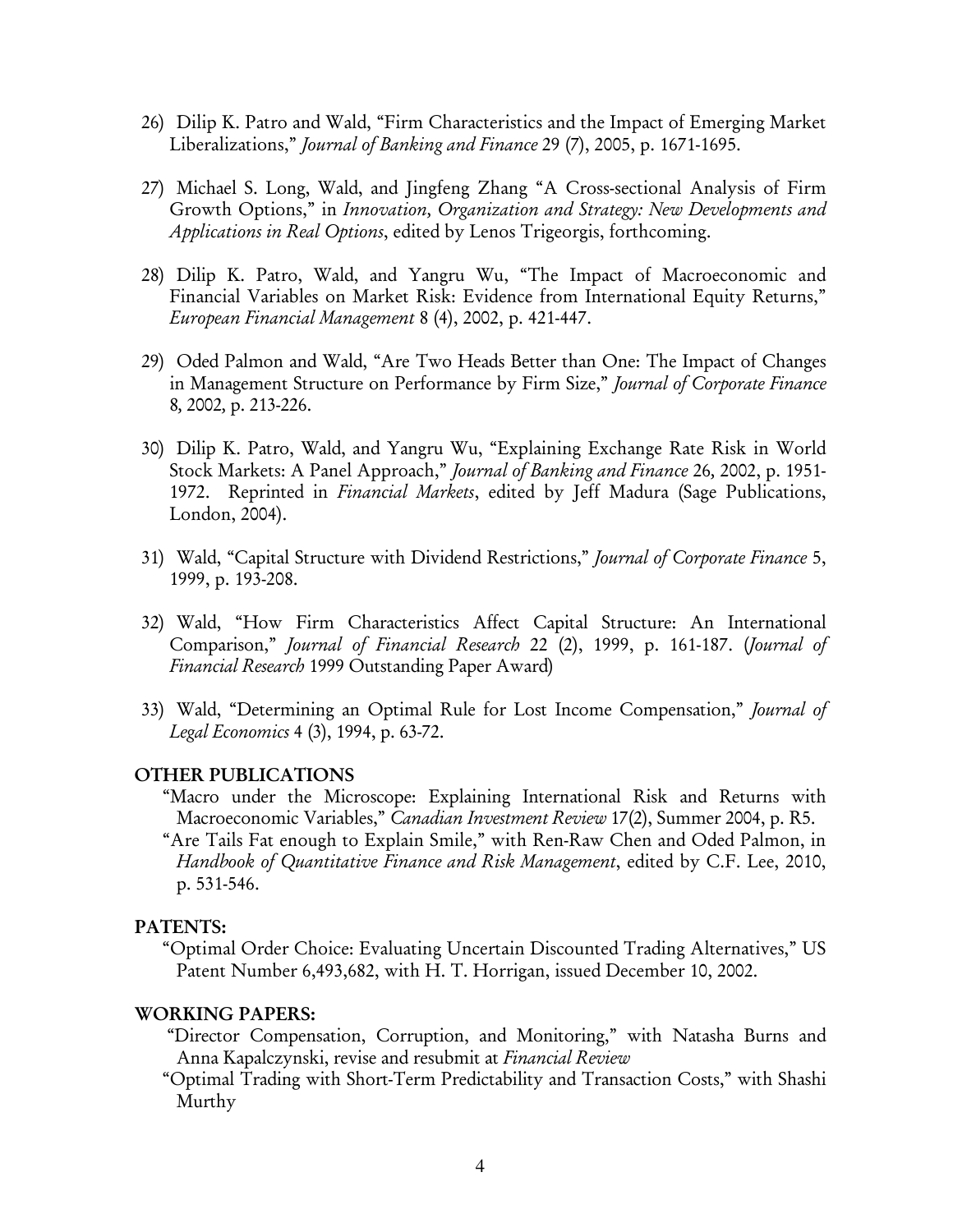26) Dilip K. Patro and Wald, "Firm Characteristics and the Impact of Emerging Market Liberalizations," *Journal of Banking and Finance* 29 (7), 2005, p. 1671-1695.

27) Michael S. Long, Wald, and Jingfeng Zhang "A Cross-sectional Analysis of Firm Growth Options," in *Innovation, Organization and Strategy: New Developments and Applications in Real Options*, edited by Lenos Trigeorgis, forthcoming.

28) Dilip K. Patro, Wald, and Yangru Wu, "The Impact of Macroeconomic and Financial Variables on Market Risk: Evidence from International Equity Returns," *European Financial Management* 8 (4), 2002, p. 421-447.

29) Oded Palmon and Wald, "Are Two Heads Better than One: The Impact of Changes in Management Structure on Performance by Firm Size," *Journal of Corporate Finance* 8, 2002, p. 213-226.

30) Dilip K. Patro, Wald, and Yangru Wu, "Explaining Exchange Rate Risk in World Stock Markets: A Panel Approach," *Journal of Banking and Finance* 26, 2002, p. 1951-1972. Reprinted in *Financial Markets*, edited by Jeff Madura (Sage Publications, London, 2004).

31) Wald, "Capital Structure with Dividend Restrictions," *Journal of Corporate Finance* 5, 1999, p. 193-208.

32) Wald, "How Firm Characteristics Affect Capital Structure: An International Comparison," *Journal of Financial Research* 22 (2), 1999, p. 161-187. (*Journal of Financial Research* 1999 Outstanding Paper Award)

33) Wald, "Determining an Optimal Rule for Lost Income Compensation," *Journal of Legal Economics* 4 (3), 1994, p. 63-72.

**OTHER PUBLICATIONS**

"Macro under the Microscope: Explaining International Risk and Returns with Macroeconomic Variables," *Canadian Investment Review* 17(2), Summer 2004, p. R5.

"Are Tails Fat enough to Explain Smile," with Ren-Raw Chen and Oded Palmon, in *Handbook of Quantitative Finance and Risk Management*, edited by C.F. Lee, 2010, p. 531-546.

**PATENTS:**

"Optimal Order Choice: Evaluating Uncertain Discounted Trading Alternatives," US Patent Number 6,493,682, with H. T. Horrigan, issued December 10, 2002.

**WORKING PAPERS:**

"Director Compensation, Corruption, and Monitoring," with Natasha Burns and Anna Kapalczynski, revise and resubmit at *Financial Review*

"Optimal Trading with Short-Term Predictability and Transaction Costs," with Shashi Murthy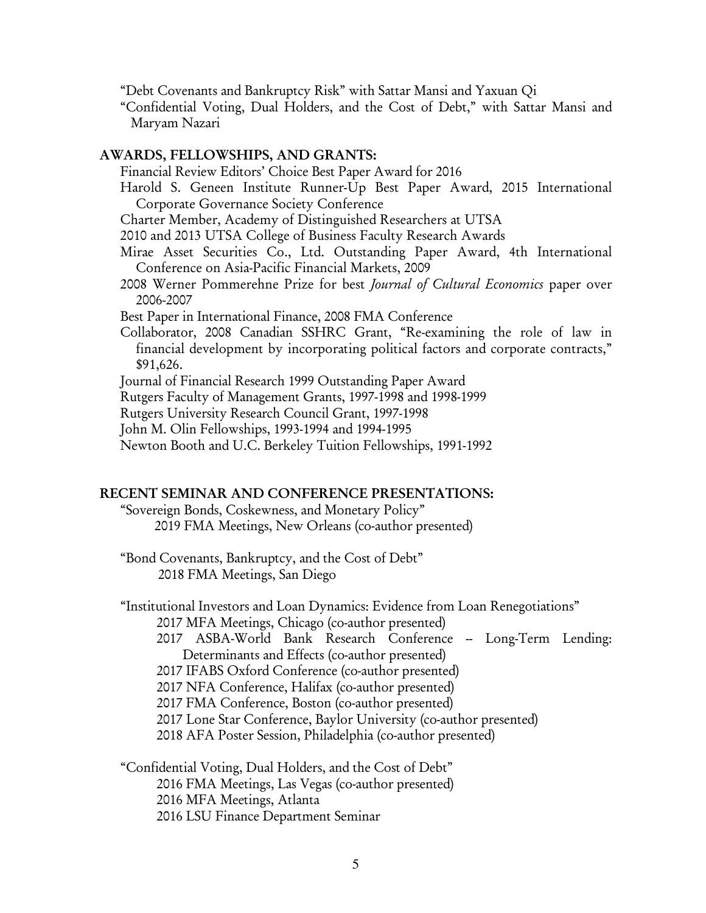"Debt Covenants and Bankruptcy Risk" with Sattar Mansi and Yaxuan Qi

"Confidential Voting, Dual Holders, and the Cost of Debt," with Sattar Mansi and Maryam Nazari

## AWARDS, FELLOWSHIPS, AND GRANTS:

Financial Review Editors' Choice Best Paper Award for 2016

Harold S. Geneen Institute Runner-Up Best Paper Award, 2015 International Corporate Governance Society Conference

Charter Member, Academy of Distinguished Researchers at UTSA

2010 and 2013 UTSA College of Business Faculty Research Awards

Mirae Asset Securities Co., Ltd. Outstanding Paper Award, 4th International Conference on Asia-Pacific Financial Markets, 2009

2008 Werner Pommerehne Prize for best *Journal of Cultural Economics* paper over 2006-2007

Best Paper in International Finance, 2008 FMA Conference

Collaborator, 2008 Canadian SSHRC Grant, "Re-examining the role of law in financial development by incorporating political factors and corporate contracts," $91,626.

Journal of Financial Research 1999 Outstanding Paper Award

Rutgers Faculty of Management Grants, 1997-1998 and 1998-1999

Rutgers University Research Council Grant, 1997-1998

John M. Olin Fellowships, 1993-1994 and 1994-1995

Newton Booth and U.C. Berkeley Tuition Fellowships, 1991-1992

## RECENT SEMINAR AND CONFERENCE PRESENTATIONS:

"Sovereign Bonds, Coskewness, and Monetary Policy"
- 2019 FMA Meetings, New Orleans (co-author presented)

"Bond Covenants, Bankruptcy, and the Cost of Debt"
- 2018 FMA Meetings, San Diego

"Institutional Investors and Loan Dynamics: Evidence from Loan Renegotiations"
- 2017 MFA Meetings, Chicago (co-author presented)
- 2017 ASBA-World Bank Research Conference – Long-Term Lending: Determinants and Effects (co-author presented)
- 2017 IFABS Oxford Conference (co-author presented)
- 2017 NFA Conference, Halifax (co-author presented)
- 2017 FMA Conference, Boston (co-author presented)
- 2017 Lone Star Conference, Baylor University (co-author presented)
- 2018 AFA Poster Session, Philadelphia (co-author presented)

"Confidential Voting, Dual Holders, and the Cost of Debt"
- 2016 FMA Meetings, Las Vegas (co-author presented)
- 2016 MFA Meetings, Atlanta
- 2016 LSU Finance Department Seminar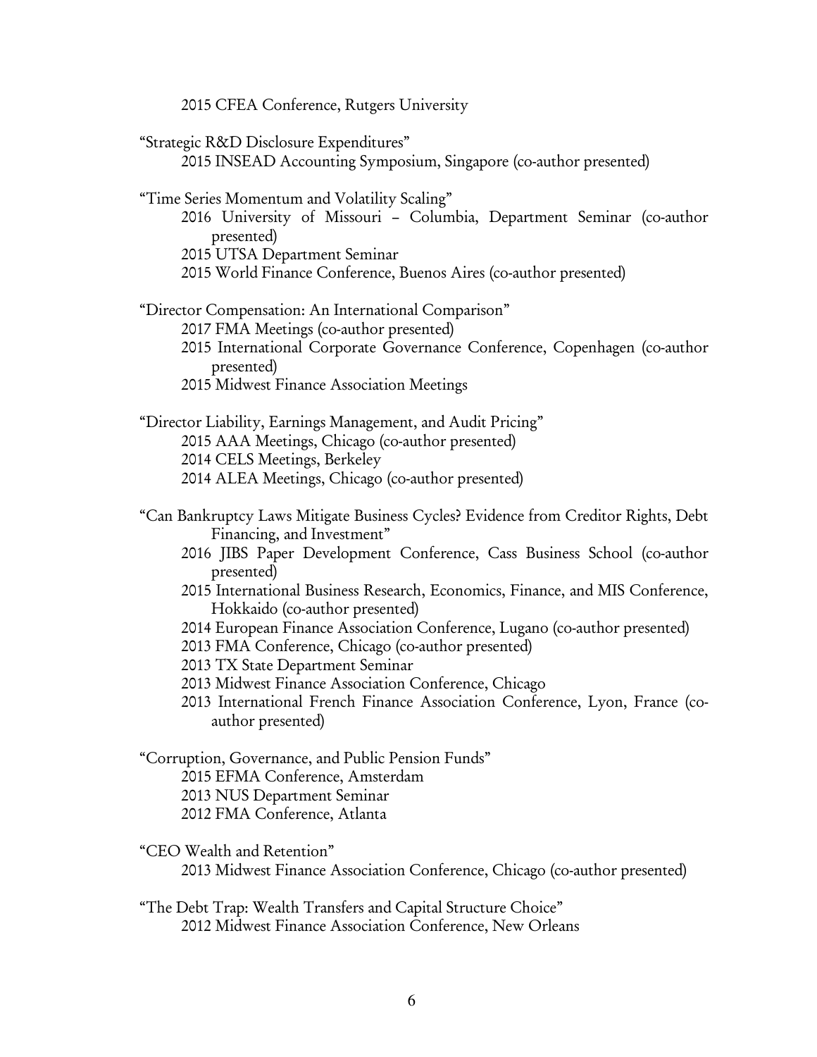2015 CFEA Conference, Rutgers University

"Strategic R&D Disclosure Expenditures"
- 2015 INSEAD Accounting Symposium, Singapore (co-author presented)

"Time Series Momentum and Volatility Scaling"
- 2016 University of Missouri – Columbia, Department Seminar (co-author presented)
- 2015 UTSA Department Seminar
- 2015 World Finance Conference, Buenos Aires (co-author presented)

"Director Compensation: An International Comparison"
- 2017 FMA Meetings (co-author presented)
- 2015 International Corporate Governance Conference, Copenhagen (co-author presented)
- 2015 Midwest Finance Association Meetings

"Director Liability, Earnings Management, and Audit Pricing"
- 2015 AAA Meetings, Chicago (co-author presented)
- 2014 CELS Meetings, Berkeley
- 2014 ALEA Meetings, Chicago (co-author presented)

"Can Bankruptcy Laws Mitigate Business Cycles? Evidence from Creditor Rights, Debt Financing, and Investment"
- 2016 JIBS Paper Development Conference, Cass Business School (co-author presented)
- 2015 International Business Research, Economics, Finance, and MIS Conference, Hokkaido (co-author presented)
- 2014 European Finance Association Conference, Lugano (co-author presented)
- 2013 FMA Conference, Chicago (co-author presented)
- 2013 TX State Department Seminar
- 2013 Midwest Finance Association Conference, Chicago
- 2013 International French Finance Association Conference, Lyon, France (co-author presented)

"Corruption, Governance, and Public Pension Funds"
- 2015 EFMA Conference, Amsterdam
- 2013 NUS Department Seminar
- 2012 FMA Conference, Atlanta

"CEO Wealth and Retention"
- 2013 Midwest Finance Association Conference, Chicago (co-author presented)

"The Debt Trap: Wealth Transfers and Capital Structure Choice"
- 2012 Midwest Finance Association Conference, New Orleans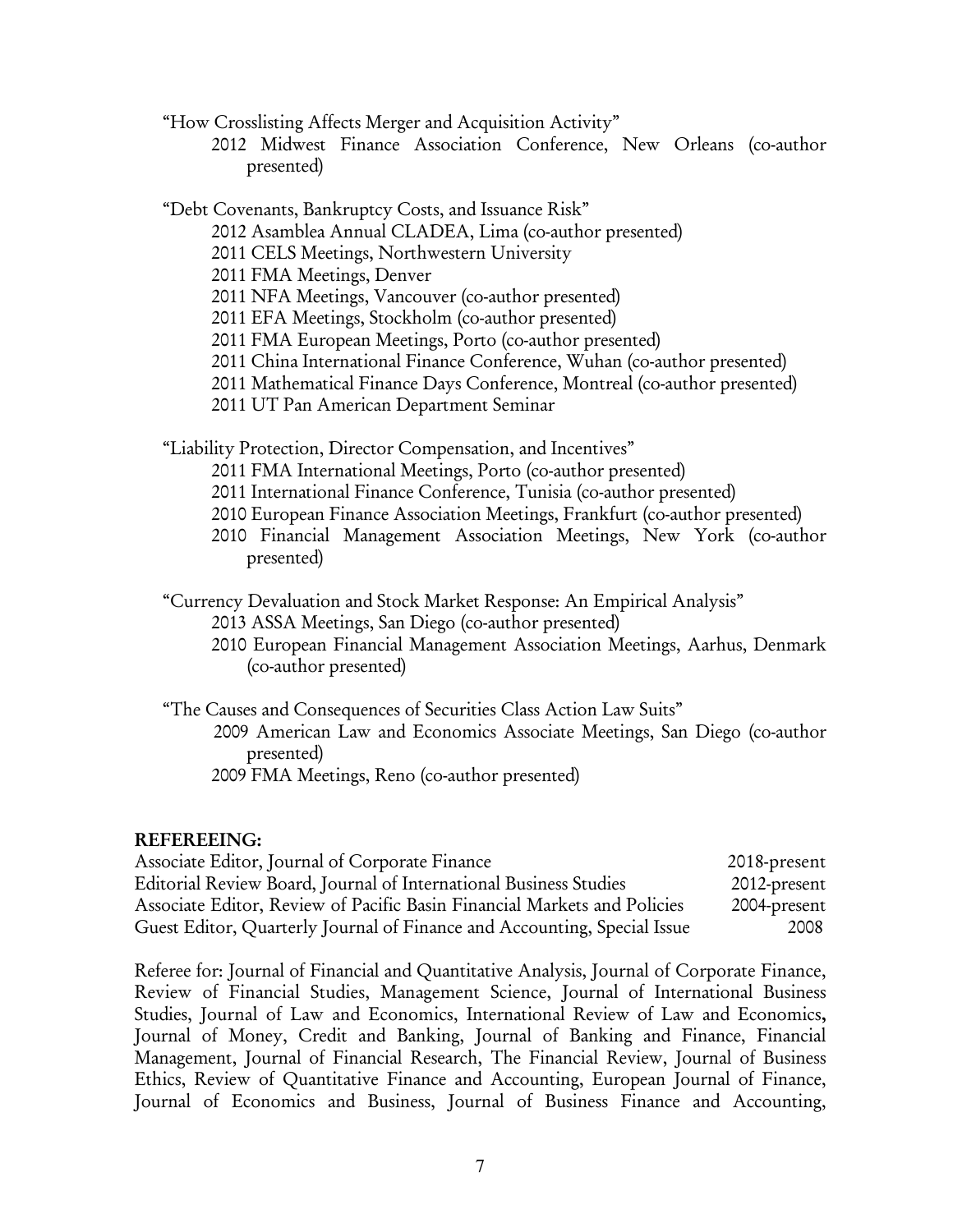"How Crosslisting Affects Merger and Acquisition Activity"

- 2012 Midwest Finance Association Conference, New Orleans (co-author presented)

"Debt Covenants, Bankruptcy Costs, and Issuance Risk"

- 2012 Asamblea Annual CLADEA, Lima (co-author presented)
- 2011 CELS Meetings, Northwestern University
- 2011 FMA Meetings, Denver
- 2011 NFA Meetings, Vancouver (co-author presented)
- 2011 EFA Meetings, Stockholm (co-author presented)
- 2011 FMA European Meetings, Porto (co-author presented)
- 2011 China International Finance Conference, Wuhan (co-author presented)
- 2011 Mathematical Finance Days Conference, Montreal (co-author presented)
- 2011 UT Pan American Department Seminar

"Liability Protection, Director Compensation, and Incentives"

- 2011 FMA International Meetings, Porto (co-author presented)
- 2011 International Finance Conference, Tunisia (co-author presented)
- 2010 European Finance Association Meetings, Frankfurt (co-author presented)
- 2010 Financial Management Association Meetings, New York (co-author presented)

"Currency Devaluation and Stock Market Response: An Empirical Analysis"

- 2013 ASSA Meetings, San Diego (co-author presented)
- 2010 European Financial Management Association Meetings, Aarhus, Denmark (co-author presented)

"The Causes and Consequences of Securities Class Action Law Suits"

- 2009 American Law and Economics Associate Meetings, San Diego (co-author presented)
- 2009 FMA Meetings, Reno (co-author presented)

**REFEREEING:**

| | |
|---|---|
| Associate Editor, Journal of Corporate Finance | 2018-present |
| Editorial Review Board, Journal of International Business Studies | 2012-present |
| Associate Editor, Review of Pacific Basin Financial Markets and Policies | 2004-present |
| Guest Editor, Quarterly Journal of Finance and Accounting, Special Issue | 2008 |

Referee for: Journal of Financial and Quantitative Analysis, Journal of Corporate Finance, Review of Financial Studies, Management Science, Journal of International Business Studies, Journal of Law and Economics, International Review of Law and Economics**,** Journal of Money, Credit and Banking, Journal of Banking and Finance, Financial Management, Journal of Financial Research, The Financial Review, Journal of Business Ethics, Review of Quantitative Finance and Accounting, European Journal of Finance, Journal of Economics and Business, Journal of Business Finance and Accounting,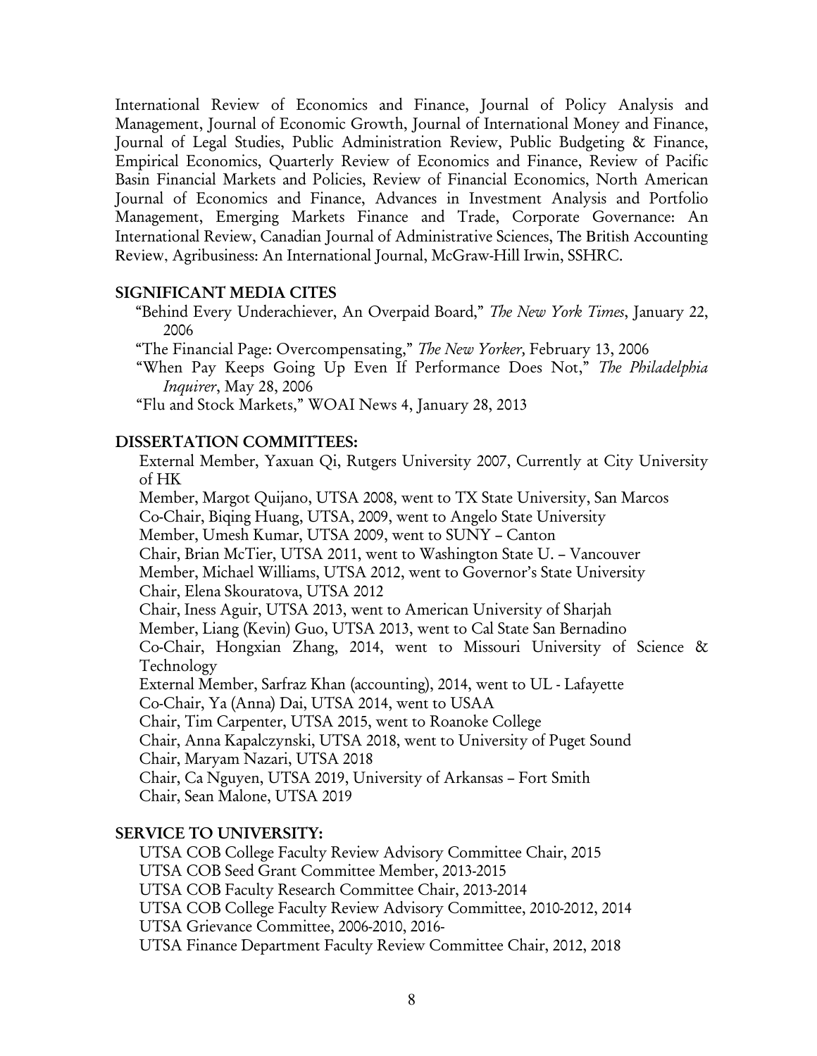International Review of Economics and Finance, Journal of Policy Analysis and Management, Journal of Economic Growth, Journal of International Money and Finance, Journal of Legal Studies, Public Administration Review, Public Budgeting & Finance, Empirical Economics, Quarterly Review of Economics and Finance, Review of Pacific Basin Financial Markets and Policies, Review of Financial Economics, North American Journal of Economics and Finance, Advances in Investment Analysis and Portfolio Management, Emerging Markets Finance and Trade, Corporate Governance: An International Review, Canadian Journal of Administrative Sciences, The British Accounting Review, Agribusiness: An International Journal, McGraw-Hill Irwin, SSHRC.

**SIGNIFICANT MEDIA CITES**

"Behind Every Underachiever, An Overpaid Board," *The New York Times*, January 22, 2006

"The Financial Page: Overcompensating," *The New Yorker,* February 13, 2006

"When Pay Keeps Going Up Even If Performance Does Not," *The Philadelphia Inquirer*, May 28, 2006

"Flu and Stock Markets," WOAI News 4, January 28, 2013

**DISSERTATION COMMITTEES:**

External Member, Yaxuan Qi, Rutgers University 2007, Currently at City University of HK
Member, Margot Quijano, UTSA 2008, went to TX State University, San Marcos
Co-Chair, Biqing Huang, UTSA, 2009, went to Angelo State University
Member, Umesh Kumar, UTSA 2009, went to SUNY – Canton
Chair, Brian McTier, UTSA 2011, went to Washington State U. – Vancouver
Member, Michael Williams, UTSA 2012, went to Governor's State University
Chair, Elena Skouratova, UTSA 2012
Chair, Iness Aguir, UTSA 2013, went to American University of Sharjah
Member, Liang (Kevin) Guo, UTSA 2013, went to Cal State San Bernadino
Co-Chair, Hongxian Zhang, 2014, went to Missouri University of Science & Technology
External Member, Sarfraz Khan (accounting), 2014, went to UL - Lafayette
Co-Chair, Ya (Anna) Dai, UTSA 2014, went to USAA
Chair, Tim Carpenter, UTSA 2015, went to Roanoke College
Chair, Anna Kapalczynski, UTSA 2018, went to University of Puget Sound
Chair, Maryam Nazari, UTSA 2018
Chair, Ca Nguyen, UTSA 2019, University of Arkansas – Fort Smith
Chair, Sean Malone, UTSA 2019

**SERVICE TO UNIVERSITY:**

UTSA COB College Faculty Review Advisory Committee Chair, 2015
UTSA COB Seed Grant Committee Member, 2013-2015
UTSA COB Faculty Research Committee Chair, 2013-2014
UTSA COB College Faculty Review Advisory Committee, 2010-2012, 2014
UTSA Grievance Committee, 2006-2010, 2016-
UTSA Finance Department Faculty Review Committee Chair, 2012, 2018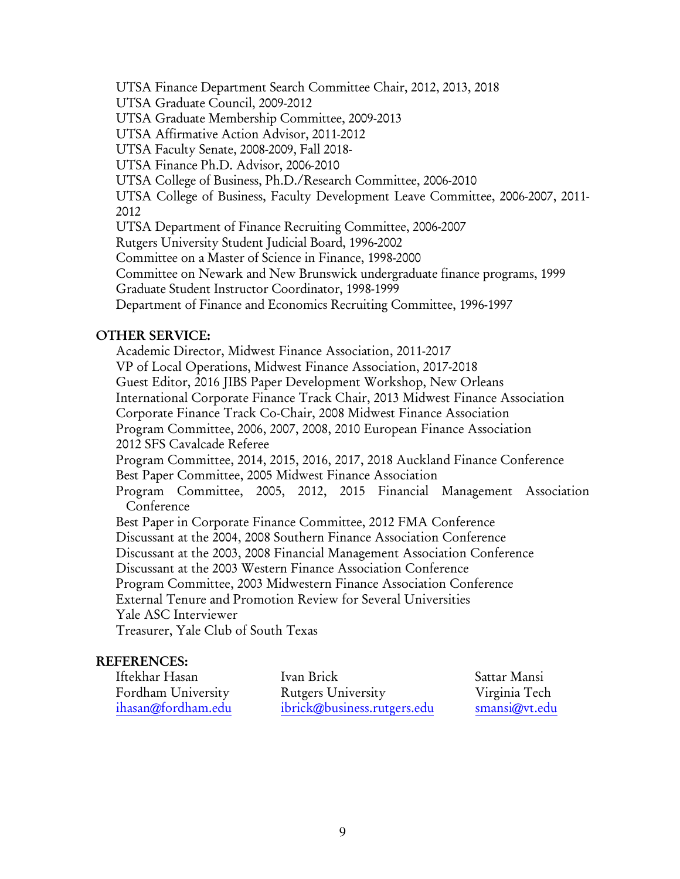UTSA Finance Department Search Committee Chair, 2012, 2013, 2018
UTSA Graduate Council, 2009-2012
UTSA Graduate Membership Committee, 2009-2013
UTSA Affirmative Action Advisor, 2011-2012
UTSA Faculty Senate, 2008-2009, Fall 2018-
UTSA Finance Ph.D. Advisor, 2006-2010
UTSA College of Business, Ph.D./Research Committee, 2006-2010
UTSA College of Business, Faculty Development Leave Committee, 2006-2007, 2011-2012
UTSA Department of Finance Recruiting Committee, 2006-2007
Rutgers University Student Judicial Board, 1996-2002
Committee on a Master of Science in Finance, 1998-2000
Committee on Newark and New Brunswick undergraduate finance programs, 1999
Graduate Student Instructor Coordinator, 1998-1999
Department of Finance and Economics Recruiting Committee, 1996-1997

**OTHER SERVICE:**

Academic Director, Midwest Finance Association, 2011-2017
VP of Local Operations, Midwest Finance Association, 2017-2018
Guest Editor, 2016 JIBS Paper Development Workshop, New Orleans
International Corporate Finance Track Chair, 2013 Midwest Finance Association
Corporate Finance Track Co-Chair, 2008 Midwest Finance Association
Program Committee, 2006, 2007, 2008, 2010 European Finance Association
2012 SFS Cavalcade Referee
Program Committee, 2014, 2015, 2016, 2017, 2018 Auckland Finance Conference
Best Paper Committee, 2005 Midwest Finance Association
Program Committee, 2005, 2012, 2015 Financial Management Association Conference
Best Paper in Corporate Finance Committee, 2012 FMA Conference
Discussant at the 2004, 2008 Southern Finance Association Conference
Discussant at the 2003, 2008 Financial Management Association Conference
Discussant at the 2003 Western Finance Association Conference
Program Committee, 2003 Midwestern Finance Association Conference
External Tenure and Promotion Review for Several Universities
Yale ASC Interviewer
Treasurer, Yale Club of South Texas

**REFERENCES:**

| | | |
|---|---|---|
| Iftekhar Hasan | Ivan Brick | Sattar Mansi |
| Fordham University | Rutgers University | Virginia Tech |
| ihasan@fordham.edu | ibrick@business.rutgers.edu | smansi@vt.edu |